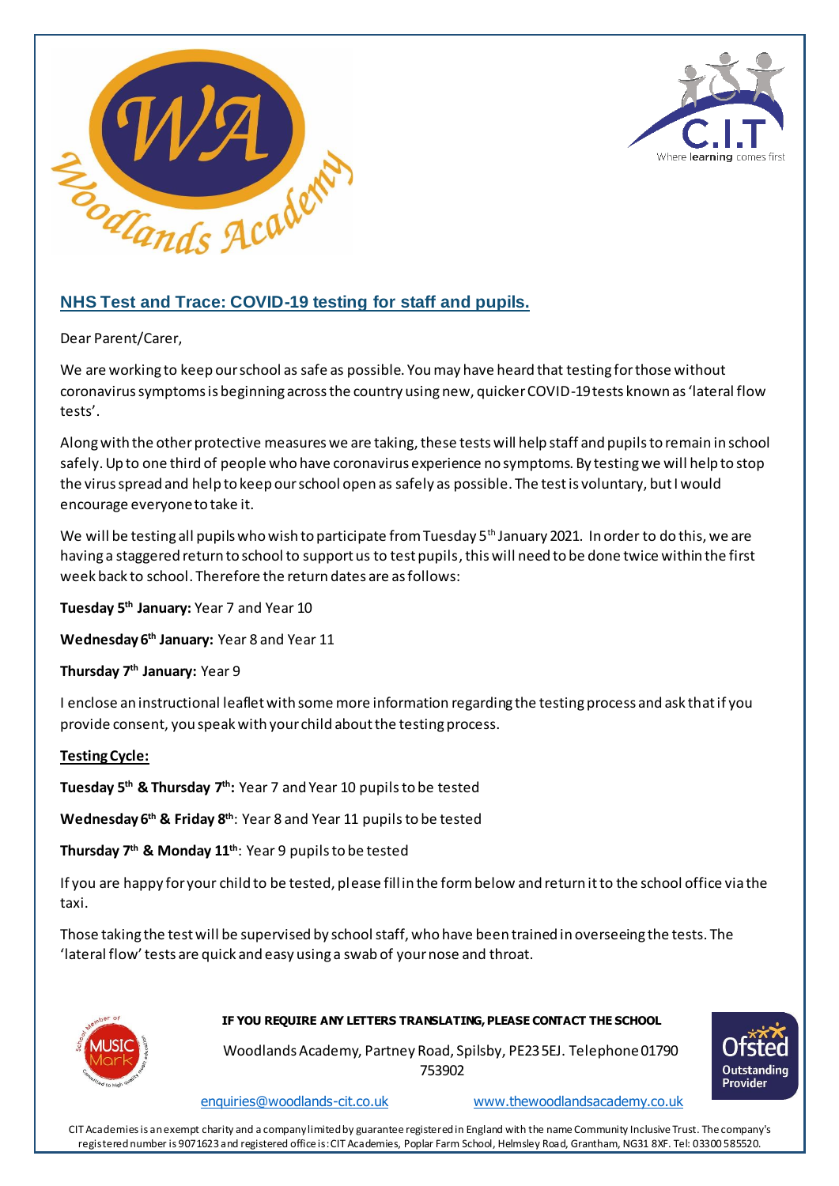## NHS Test and Trace: COVID-19 testing for staff and pupils.

Dear Parent/Carer,

We are working to keep our school as safe as possible. You may have heard that testing for those without coronavirus symptoms is beginning across the country using new, quicker COVID-19 tests known as 'lateral flow tests'.

Along with the other protective measures we are taking, these tests will help staff and pupils to remain in school safely. Up to one third of people who have coronavirus experience no symptoms. By testing we will help to stop the virus spread and help to keep our school open as safely as possible. The test is voluntary, but I would encourage everyone to take it.

We will be testing all pupils who wish to participate from Tuesday 5th January 2021. In order to do this, we are having a staggered return to school to support us to test pupils, this will need to be done twice within the first week back to school. Therefore the return dates are as follows:

**Tuesday 5th January:** Year 7 and Year 10

**Wednesday 6th January:** Year 8 and Year 11

**Thursday 7th January:** Year 9

I enclose an instructional leaflet with some more information regarding the testing process and ask that if you provide consent, you speak with your child about the testing process.

**Testing Cycle:**

**Tuesday 5th & Thursday 7th:** Year 7 and Year 10 pupils to be tested

**Wednesday 6th & Friday 8th**: Year 8 and Year 11 pupils to be tested

**Thursday 7th & Monday 11th**: Year 9 pupils to be tested

If you are happy for your child to be tested, please fill in the form below and return it to the school office via the taxi.

Those taking the test will be supervised by school staff, who have been trained in overseeing the tests. The 'lateral flow' tests are quick and easy using a swab of your nose and throat.

**IF YOU REQUIRE ANY LETTERS TRANSLATING, PLEASE CONTACT THE SCHOOL**

Woodlands Academy, Partney Road, Spilsby, PE23 5EJ. Telephone 01790 753902

enquiries@woodlands-cit.co.uk www.thewoodlandsacademy.co.uk

CIT Academies is an exempt charity and a company limited by guarantee registered in England with the name Community Inclusive Trust. The company's registered number is 9071623 and registered office is: CIT Academies, Poplar Farm School, Helmsley Road, Grantham, NG31 8XF. Tel: 03300 585520.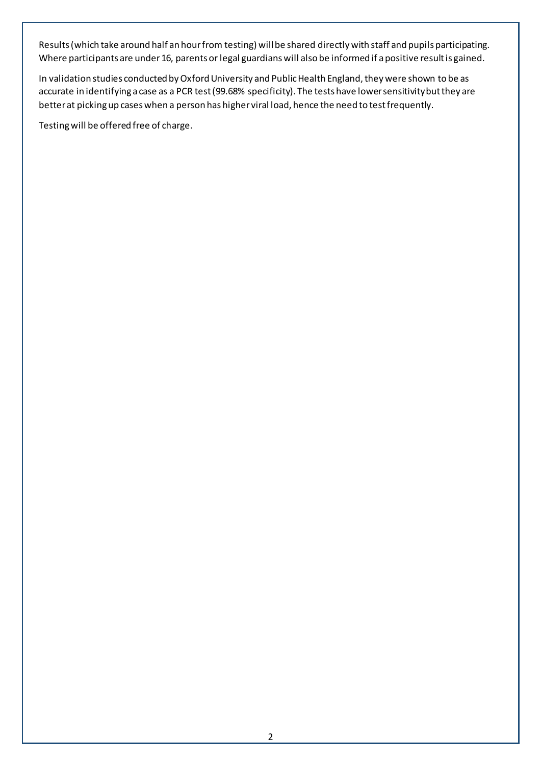Results (which take around half an hour from testing) will be shared directly with staff and pupils participating. Where participants are under 16, parents or legal guardians will also be informed if a positive result is gained.

In validation studies conducted by Oxford University and Public Health England, they were shown to be as accurate in identifying a case as a PCR test (99.68% specificity). The tests have lower sensitivity but they are better at picking up cases when a person has higher viral load, hence the need to test frequently.

Testing will be offered free of charge.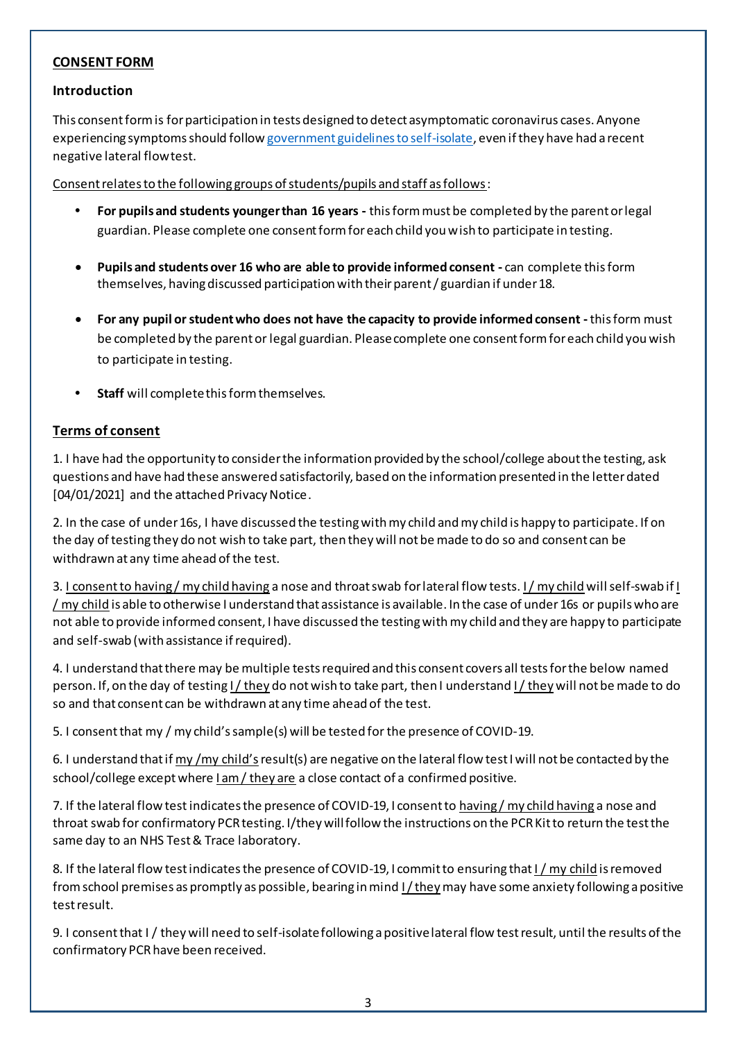## CONSENT FORM

### Introduction

This consent form is for participation in tests designed to detect asymptomatic coronavirus cases. Anyone experiencing symptoms should follow [government guidelines to self-isolate](), even if they have had a recent negative lateral flow test.

Consent relates to the following groups of students/pupils and staff as follows:

- **For pupils and students younger than 16 years -** this form must be completed by the parent or legal guardian. Please complete one consent form for each child you wish to participate in testing.
- **Pupils and students over 16 who are able to provide informed consent -** can complete this form themselves, having discussed participation with their parent / guardian if under 18.
- **For any pupil or student who does not have the capacity to provide informed consent -** this form must be completed by the parent or legal guardian. Please complete one consent form for each child you wish to participate in testing.
- **Staff** will complete this form themselves.

### Terms of consent

1. I have had the opportunity to consider the information provided by the school/college about the testing, ask questions and have had these answered satisfactorily, based on the information presented in the letter dated [04/01/2021] and the attached Privacy Notice.

2. In the case of under 16s, I have discussed the testing with my child and my child is happy to participate. If on the day of testing they do not wish to take part, then they will not be made to do so and consent can be withdrawn at any time ahead of the test.

3. I consent to having / my child having a nose and throat swab for lateral flow tests. I / my child will self-swab if I / my child is able to otherwise I understand that assistance is available. In the case of under 16s or pupils who are not able to provide informed consent, I have discussed the testing with my child and they are happy to participate and self-swab (with assistance if required).

4. I understand that there may be multiple tests required and this consent covers all tests for the below named person. If, on the day of testing I / they do not wish to take part, then I understand I / they will not be made to do so and that consent can be withdrawn at any time ahead of the test.

5. I consent that my / my child's sample(s) will be tested for the presence of COVID-19.

6. I understand that if my /my child's result(s) are negative on the lateral flow test I will not be contacted by the school/college except where I am / they are a close contact of a confirmed positive.

7. If the lateral flow test indicates the presence of COVID-19, I consent to having / my child having a nose and throat swab for confirmatory PCR testing. I/they will follow the instructions on the PCR Kit to return the test the same day to an NHS Test & Trace laboratory.

8. If the lateral flow test indicates the presence of COVID-19, I commit to ensuring that I / my child is removed from school premises as promptly as possible, bearing in mind I / they may have some anxiety following a positive test result.

9. I consent that I / they will need to self-isolate following a positive lateral flow test result, until the results of the confirmatory PCR have been received.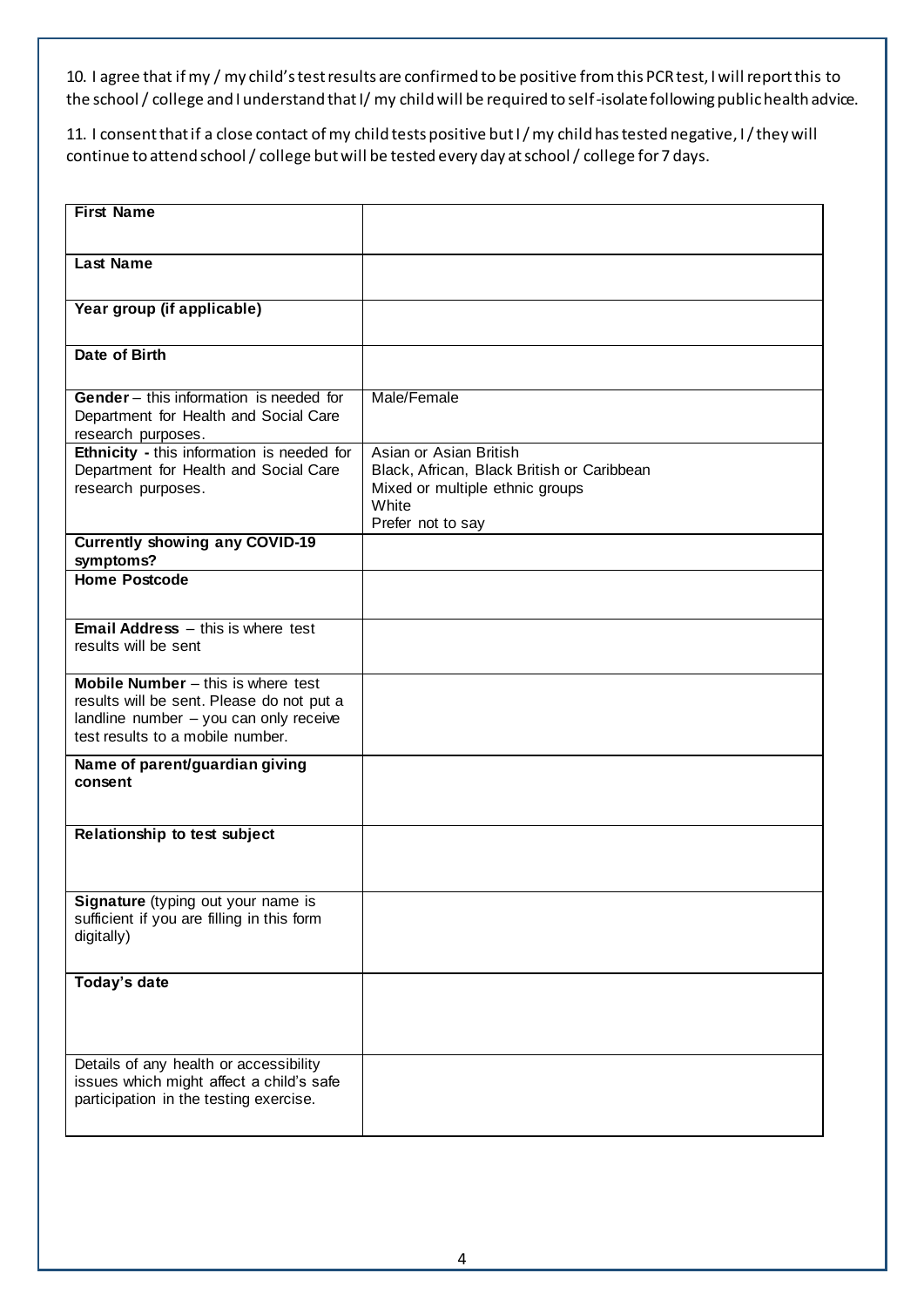10. I agree that if my / my child's test results are confirmed to be positive from this PCR test, I will report this to the school / college and I understand that I/ my child will be required to self-isolate following public health advice.

11. I consent that if a close contact of my child tests positive but I / my child has tested negative, I / they will continue to attend school / college but will be tested every day at school / college for 7 days.

| | |
|---|---|
| **First Name** | |
| **Last Name** | |
| **Year group (if applicable)** | |
| **Date of Birth** | |
| **Gender** – this information is needed for Department for Health and Social Care research purposes. | Male/Female |
| **Ethnicity** - this information is needed for Department for Health and Social Care research purposes. | Asian or Asian British<br>Black, African, Black British or Caribbean<br>Mixed or multiple ethnic groups<br>White<br>Prefer not to say |
| **Currently showing any COVID-19 symptoms?** | |
| **Home Postcode** | |
| **Email Address** – this is where test results will be sent | |
| **Mobile Number** – this is where test results will be sent. Please do not put a landline number – you can only receive test results to a mobile number. | |
| **Name of parent/guardian giving consent** | |
| **Relationship to test subject** | |
| **Signature** (typing out your name is sufficient if you are filling in this form digitally) | |
| **Today's date** | |
| Details of any health or accessibility issues which might affect a child's safe participation in the testing exercise. | |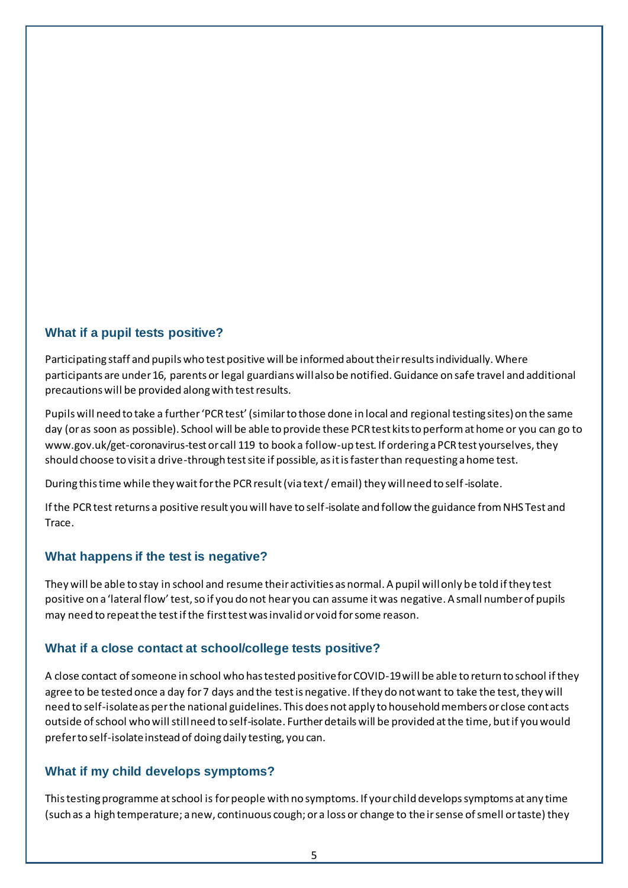## What if a pupil tests positive?

Participating staff and pupils who test positive will be informed about their results individually. Where participants are under 16, parents or legal guardians will also be notified. Guidance on safe travel and additional precautions will be provided along with test results.

Pupils will need to take a further 'PCR test' (similar to those done in local and regional testing sites) on the same day (or as soon as possible). School will be able to provide these PCR test kits to perform at home or you can go to www.gov.uk/get-coronavirus-test or call 119 to book a follow-up test. If ordering a PCR test yourselves, they should choose to visit a drive-through test site if possible, as it is faster than requesting a home test.

During this time while they wait for the PCR result (via text / email) they will need to self-isolate.

If the PCR test returns a positive result you will have to self-isolate and follow the guidance from NHS Test and Trace.

## What happens if the test is negative?

They will be able to stay in school and resume their activities as normal. A pupil will only be told if they test positive on a 'lateral flow' test, so if you do not hear you can assume it was negative. A small number of pupils may need to repeat the test if the first test was invalid or void for some reason.

## What if a close contact at school/college tests positive?

A close contact of someone in school who has tested positive for COVID-19 will be able to return to school if they agree to be tested once a day for 7 days and the test is negative. If they do not want to take the test, they will need to self-isolate as per the national guidelines. This does not apply to household members or close contacts outside of school who will still need to self-isolate. Further details will be provided at the time, but if you would prefer to self-isolate instead of doing daily testing, you can.

## What if my child develops symptoms?

This testing programme at school is for people with no symptoms. If your child develops symptoms at any time (such as a high temperature; a new, continuous cough; or a loss or change to their sense of smell or taste) they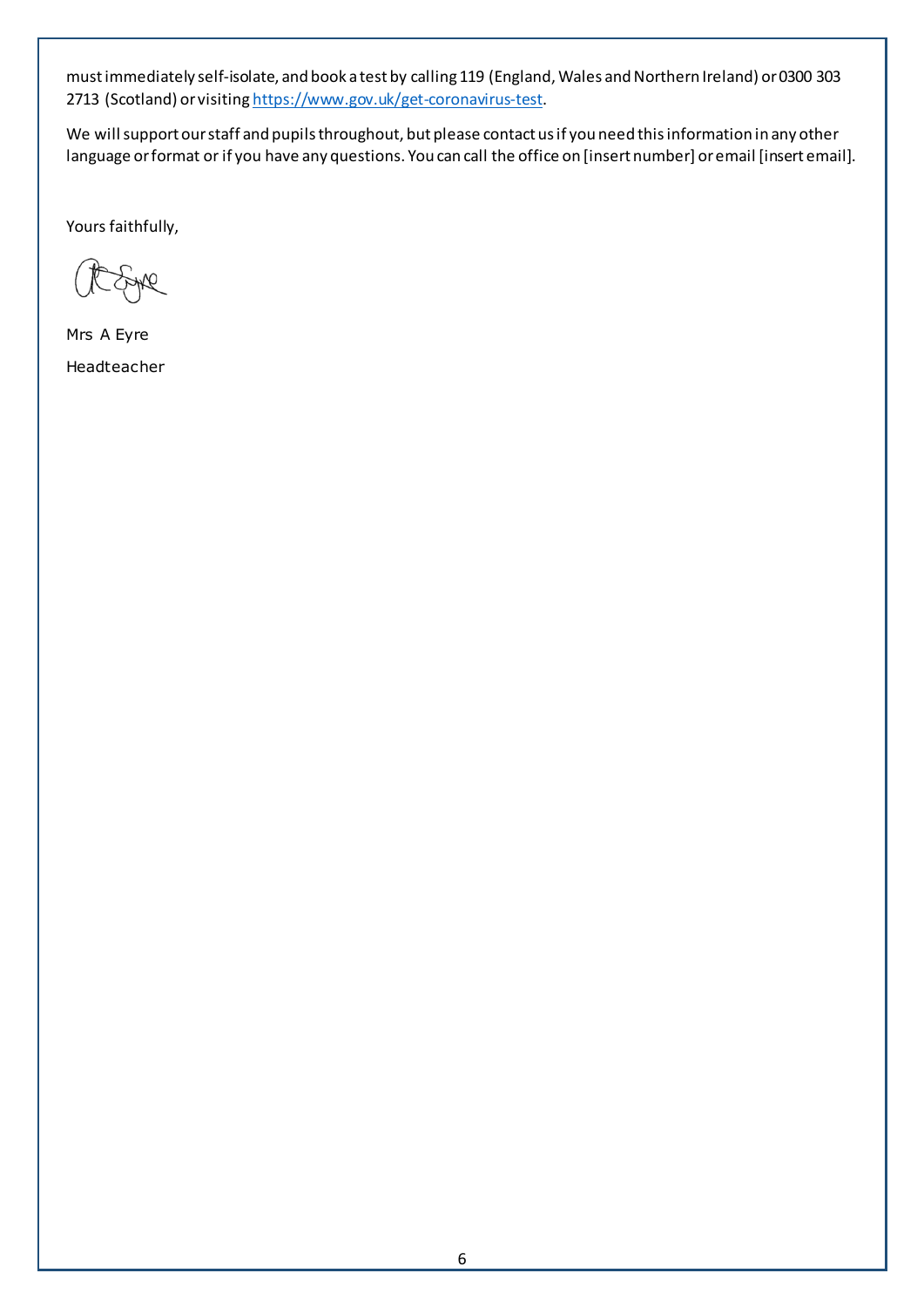must immediately self-isolate, and book a test by calling 119 (England, Wales and Northern Ireland) or 0300 303 2713 (Scotland) or visiting https://www.gov.uk/get-coronavirus-test.

We will support our staff and pupils throughout, but please contact us if you need this information in any other language or format or if you have any questions. You can call the office on [insert number] or email [insert email].

Yours faithfully,

Mrs A Eyre

Headteacher